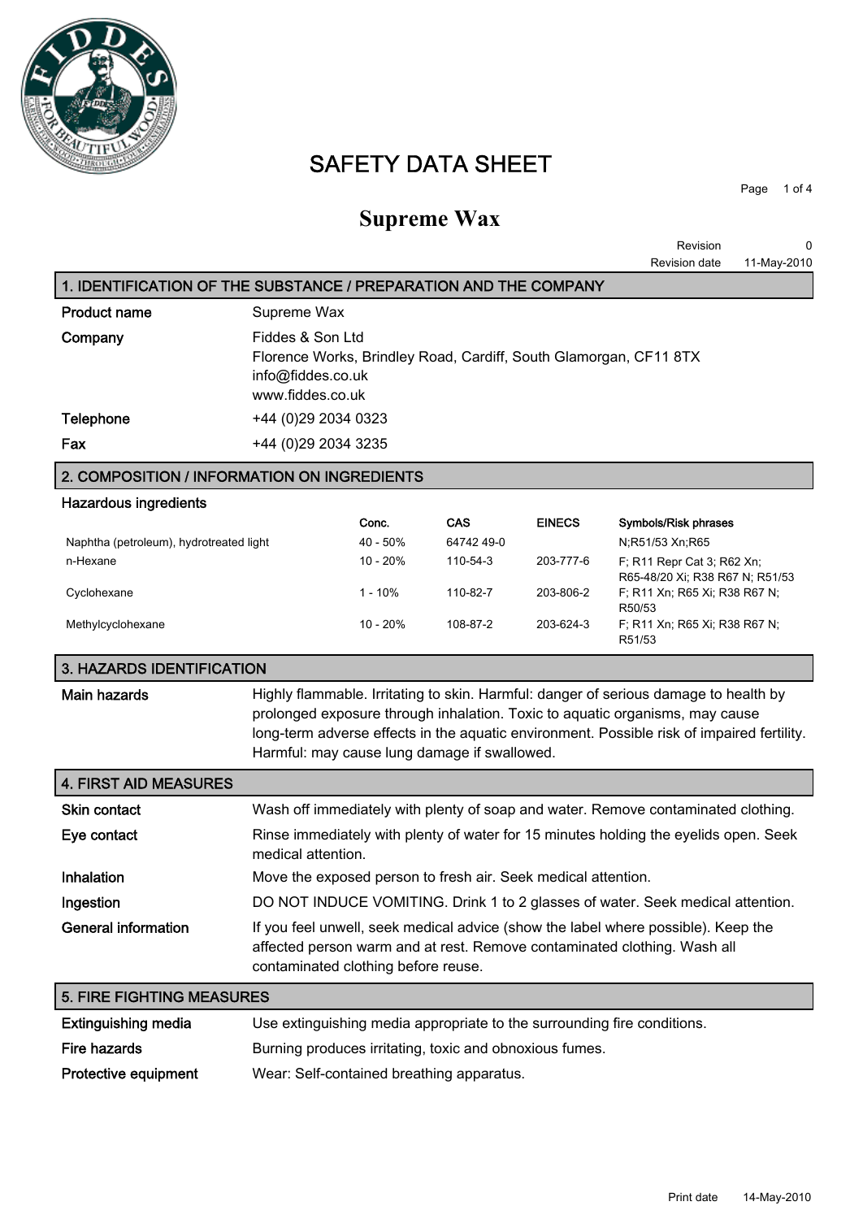# SAFETY DATA SHEET

## Supreme Wax

Revision 0

Revision date 11-May-2010

### 1. IDENTIFICATION OF THE SUBSTANCE / PREPARATION AND THE COMPANY

| | |
|---|---|
| **Product name** | Supreme Wax |
| **Company** | Fiddes & Son Ltd<br>Florence Works, Brindley Road, Cardiff, South Glamorgan, CF11 8TX<br>info@fiddes.co.uk<br>www.fiddes.co.uk |
| **Telephone** | +44 (0)29 2034 0323 |
| **Fax** | +44 (0)29 2034 3235 |

### 2. COMPOSITION / INFORMATION ON INGREDIENTS

**Hazardous ingredients**

| | Conc. | CAS | EINECS | Symbols/Risk phrases |
|---|---|---|---|---|
| Naphtha (petroleum), hydrotreated light | 40 - 50% | 64742 49-0 | | N;R51/53 Xn;R65 |
| n-Hexane | 10 - 20% | 110-54-3 | 203-777-6 | F; R11 Repr Cat 3; R62 Xn; R65-48/20 Xi; R38 R67 N; R51/53 |
| Cyclohexane | 1 - 10% | 110-82-7 | 203-806-2 | F; R11 Xn; R65 Xi; R38 R67 N; R50/53 |
| Methylcyclohexane | 10 - 20% | 108-87-2 | 203-624-3 | F; R11 Xn; R65 Xi; R38 R67 N; R51/53 |

### 3. HAZARDS IDENTIFICATION

| | |
|---|---|
| **Main hazards** | Highly flammable. Irritating to skin. Harmful: danger of serious damage to health by prolonged exposure through inhalation. Toxic to aquatic organisms, may cause long-term adverse effects in the aquatic environment. Possible risk of impaired fertility. Harmful: may cause lung damage if swallowed. |

### 4. FIRST AID MEASURES

| | |
|---|---|
| **Skin contact** | Wash off immediately with plenty of soap and water. Remove contaminated clothing. |
| **Eye contact** | Rinse immediately with plenty of water for 15 minutes holding the eyelids open. Seek medical attention. |
| **Inhalation** | Move the exposed person to fresh air. Seek medical attention. |
| **Ingestion** | DO NOT INDUCE VOMITING. Drink 1 to 2 glasses of water. Seek medical attention. |
| **General information** | If you feel unwell, seek medical advice (show the label where possible). Keep the affected person warm and at rest. Remove contaminated clothing. Wash all contaminated clothing before reuse. |

### 5. FIRE FIGHTING MEASURES

| | |
|---|---|
| **Extinguishing media** | Use extinguishing media appropriate to the surrounding fire conditions. |
| **Fire hazards** | Burning produces irritating, toxic and obnoxious fumes. |
| **Protective equipment** | Wear: Self-contained breathing apparatus. |

Print date 14-May-2010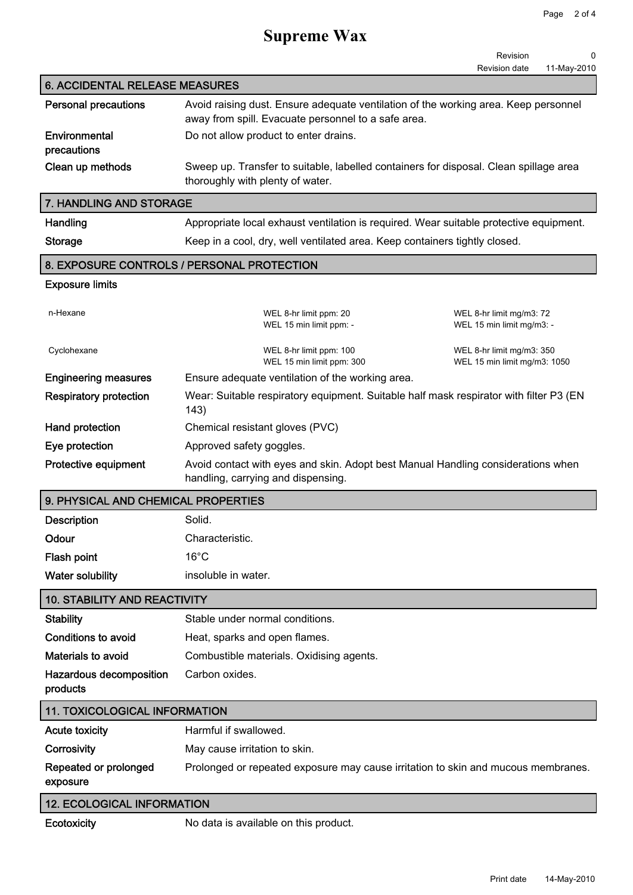# Supreme Wax

Revision 0
Revision date 11-May-2010

## 6. ACCIDENTAL RELEASE MEASURES

**Personal precautions** Avoid raising dust. Ensure adequate ventilation of the working area. Keep personnel away from spill. Evacuate personnel to a safe area.

**Environmental precautions** Do not allow product to enter drains.

**Clean up methods** Sweep up. Transfer to suitable, labelled containers for disposal. Clean spillage area thoroughly with plenty of water.

## 7. HANDLING AND STORAGE

**Handling** Appropriate local exhaust ventilation is required. Wear suitable protective equipment.

**Storage** Keep in a cool, dry, well ventilated area. Keep containers tightly closed.

## 8. EXPOSURE CONTROLS / PERSONAL PROTECTION

**Exposure limits**

| | | |
|---|---|---|
| n-Hexane | WEL 8-hr limit ppm: 20<br>WEL 15 min limit ppm: - | WEL 8-hr limit mg/m3: 72<br>WEL 15 min limit mg/m3: - |
| Cyclohexane | WEL 8-hr limit ppm: 100<br>WEL 15 min limit ppm: 300 | WEL 8-hr limit mg/m3: 350<br>WEL 15 min limit mg/m3: 1050 |

**Engineering measures** Ensure adequate ventilation of the working area.

**Respiratory protection** Wear: Suitable respiratory equipment. Suitable half mask respirator with filter P3 (EN 143)

**Hand protection** Chemical resistant gloves (PVC)

**Eye protection** Approved safety goggles.

**Protective equipment** Avoid contact with eyes and skin. Adopt best Manual Handling considerations when handling, carrying and dispensing.

## 9. PHYSICAL AND CHEMICAL PROPERTIES

**Description** Solid.

**Odour** Characteristic.

**Flash point** 16°C

**Water solubility** insoluble in water.

## 10. STABILITY AND REACTIVITY

**Stability** Stable under normal conditions.

**Conditions to avoid** Heat, sparks and open flames.

**Materials to avoid** Combustible materials. Oxidising agents.

**Hazardous decomposition products** Carbon oxides.

## 11. TOXICOLOGICAL INFORMATION

**Acute toxicity** Harmful if swallowed.

**Corrosivity** May cause irritation to skin.

**Repeated or prolonged exposure** Prolonged or repeated exposure may cause irritation to skin and mucous membranes.

## 12. ECOLOGICAL INFORMATION

**Ecotoxicity** No data is available on this product.

Print date 14-May-2010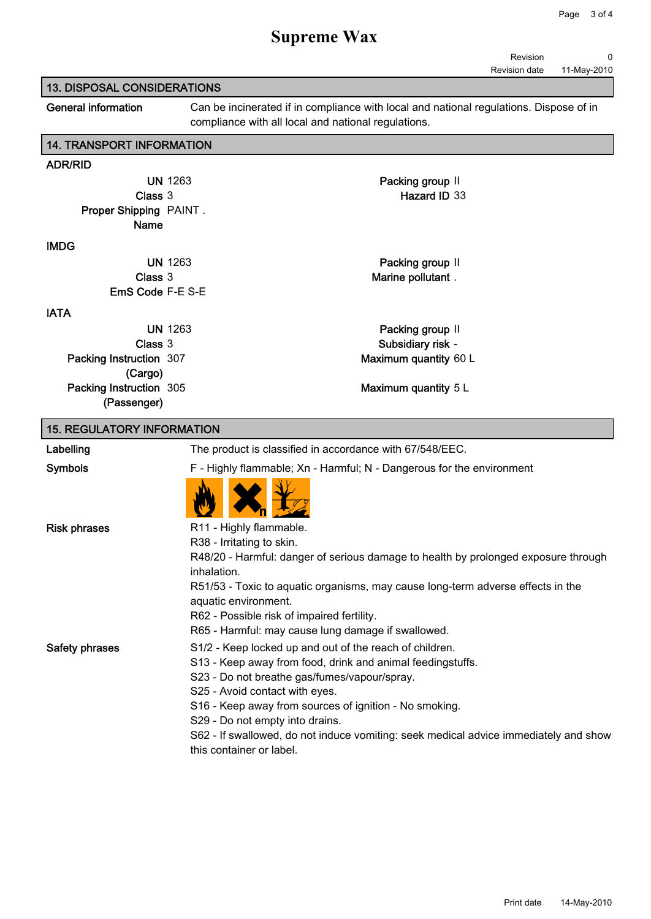# Supreme Wax

Revision 0
Revision date 11-May-2010

## 13. DISPOSAL CONSIDERATIONS

**General information** Can be incinerated if in compliance with local and national regulations. Dispose of in compliance with all local and national regulations.

## 14. TRANSPORT INFORMATION

### ADR/RID

| | | | |
|---|---|---|---|
| **UN** | 1263 | **Packing group** | II |
| **Class** | 3 | **Hazard ID** | 33 |
| **Proper Shipping Name** | PAINT . | | |

### IMDG

| | | | |
|---|---|---|---|
| **UN** | 1263 | **Packing group** | II |
| **Class** | 3 | **Marine pollutant** | . |
| **EmS Code** | F-E S-E | | |

### IATA

| | | | |
|---|---|---|---|
| **UN** | 1263 | **Packing group** | II |
| **Class** | 3 | **Subsidiary risk** | - |
| **Packing Instruction (Cargo)** | 307 | **Maximum quantity** | 60 L |
| **Packing Instruction (Passenger)** | 305 | **Maximum quantity** | 5 L |

## 15. REGULATORY INFORMATION

**Labelling** The product is classified in accordance with 67/548/EEC.

**Symbols** F - Highly flammable; Xn - Harmful; N - Dangerous for the environment

**Risk phrases**

R11 - Highly flammable.
R38 - Irritating to skin.
R48/20 - Harmful: danger of serious damage to health by prolonged exposure through inhalation.
R51/53 - Toxic to aquatic organisms, may cause long-term adverse effects in the aquatic environment.
R62 - Possible risk of impaired fertility.
R65 - Harmful: may cause lung damage if swallowed.

**Safety phrases**

S1/2 - Keep locked up and out of the reach of children.
S13 - Keep away from food, drink and animal feedingstuffs.
S23 - Do not breathe gas/fumes/vapour/spray.
S25 - Avoid contact with eyes.
S16 - Keep away from sources of ignition - No smoking.
S29 - Do not empty into drains.
S62 - If swallowed, do not induce vomiting: seek medical advice immediately and show this container or label.

Print date 14-May-2010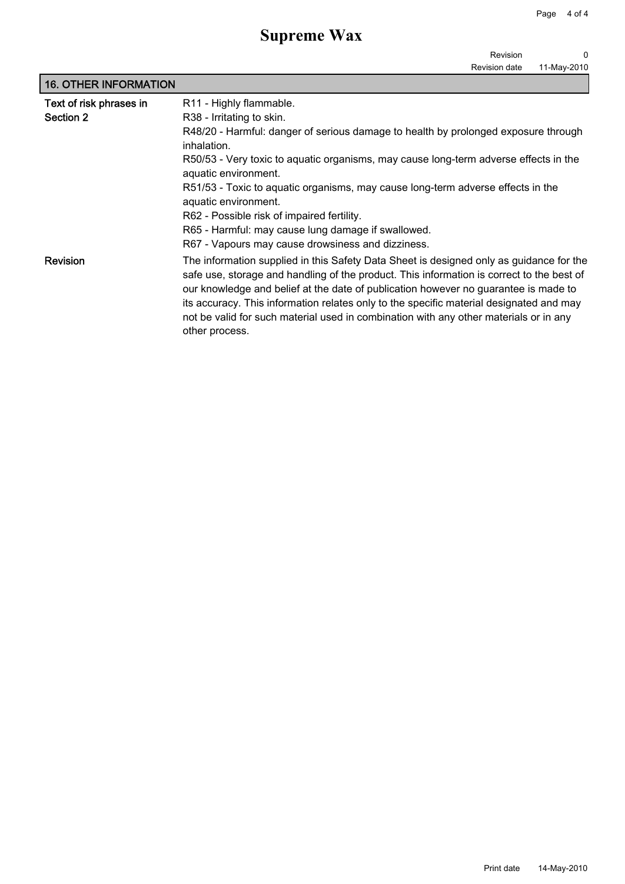## 16. OTHER INFORMATION

| | |
|---|---|
| **Text of risk phrases in Section 2** | R11 - Highly flammable.<br>R38 - Irritating to skin.<br>R48/20 - Harmful: danger of serious damage to health by prolonged exposure through inhalation.<br>R50/53 - Very toxic to aquatic organisms, may cause long-term adverse effects in the aquatic environment.<br>R51/53 - Toxic to aquatic organisms, may cause long-term adverse effects in the aquatic environment.<br>R62 - Possible risk of impaired fertility.<br>R65 - Harmful: may cause lung damage if swallowed.<br>R67 - Vapours may cause drowsiness and dizziness. |
| **Revision** | The information supplied in this Safety Data Sheet is designed only as guidance for the safe use, storage and handling of the product. This information is correct to the best of our knowledge and belief at the date of publication however no guarantee is made to its accuracy. This information relates only to the specific material designated and may not be valid for such material used in combination with any other materials or in any other process. |